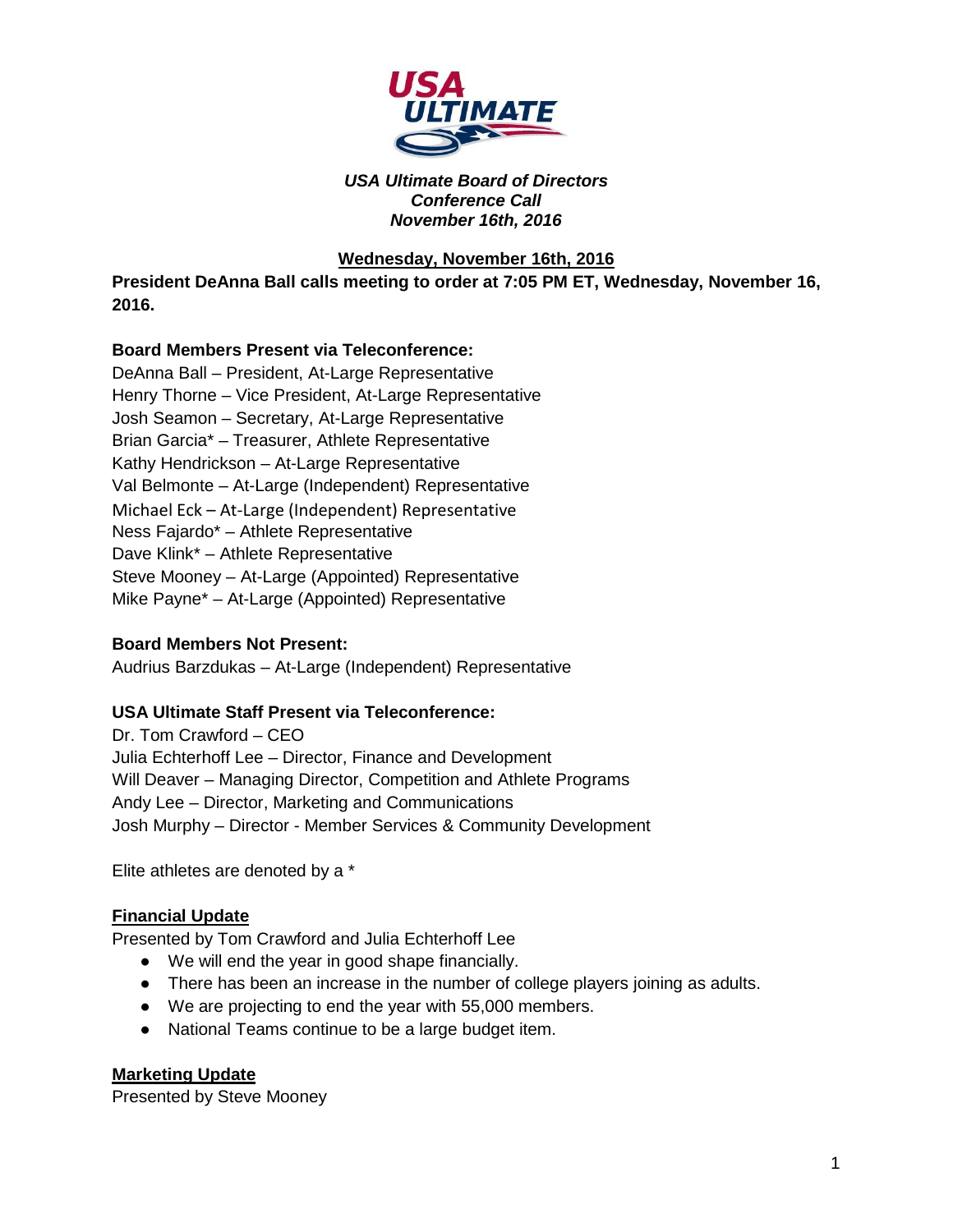***USA Ultimate Board of Directors***
***Conference Call***
***November 16th, 2016***

**<u>Wednesday, November 16th, 2016</u>**

**President DeAnna Ball calls meeting to order at 7:05 PM ET, Wednesday, November 16, 2016.**

**Board Members Present via Teleconference:**
DeAnna Ball – President, At-Large Representative
Henry Thorne – Vice President, At-Large Representative
Josh Seamon – Secretary, At-Large Representative
Brian Garcia* – Treasurer, Athlete Representative
Kathy Hendrickson – At-Large Representative
Val Belmonte – At-Large (Independent) Representative
Michael Eck – At-Large (Independent) Representative
Ness Fajardo* – Athlete Representative
Dave Klink* – Athlete Representative
Steve Mooney – At-Large (Appointed) Representative
Mike Payne* – At-Large (Appointed) Representative

**Board Members Not Present:**
Audrius Barzdukas – At-Large (Independent) Representative

**USA Ultimate Staff Present via Teleconference:**
Dr. Tom Crawford – CEO
Julia Echterhoff Lee – Director, Finance and Development
Will Deaver – Managing Director, Competition and Athlete Programs
Andy Lee – Director, Marketing and Communications
Josh Murphy – Director - Member Services & Community Development

Elite athletes are denoted by a *

**<u>Financial Update</u>**
Presented by Tom Crawford and Julia Echterhoff Lee

- We will end the year in good shape financially.
- There has been an increase in the number of college players joining as adults.
- We are projecting to end the year with 55,000 members.
- National Teams continue to be a large budget item.

**<u>Marketing Update</u>**
Presented by Steve Mooney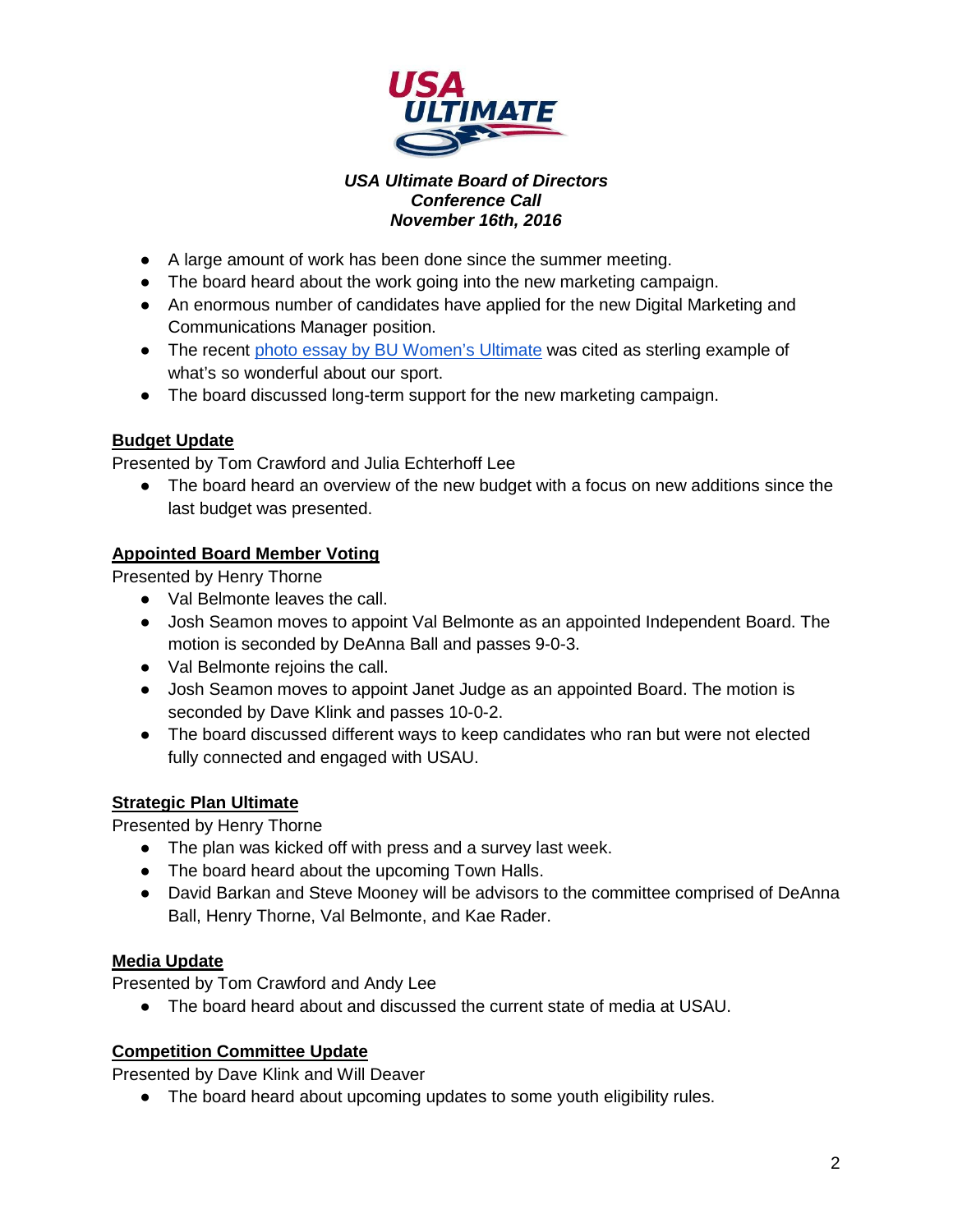*USA Ultimate Board of Directors*
*Conference Call*
*November 16th, 2016*

- A large amount of work has been done since the summer meeting.
- The board heard about the work going into the new marketing campaign.
- An enormous number of candidates have applied for the new Digital Marketing and Communications Manager position.
- The recent [photo essay by BU Women's Ultimate]() was cited as sterling example of what's so wonderful about our sport.
- The board discussed long-term support for the new marketing campaign.

**Budget Update**

Presented by Tom Crawford and Julia Echterhoff Lee

- The board heard an overview of the new budget with a focus on new additions since the last budget was presented.

**Appointed Board Member Voting**

Presented by Henry Thorne

- Val Belmonte leaves the call.
- Josh Seamon moves to appoint Val Belmonte as an appointed Independent Board. The motion is seconded by DeAnna Ball and passes 9-0-3.
- Val Belmonte rejoins the call.
- Josh Seamon moves to appoint Janet Judge as an appointed Board. The motion is seconded by Dave Klink and passes 10-0-2.
- The board discussed different ways to keep candidates who ran but were not elected fully connected and engaged with USAU.

**Strategic Plan Ultimate**

Presented by Henry Thorne

- The plan was kicked off with press and a survey last week.
- The board heard about the upcoming Town Halls.
- David Barkan and Steve Mooney will be advisors to the committee comprised of DeAnna Ball, Henry Thorne, Val Belmonte, and Kae Rader.

**Media Update**

Presented by Tom Crawford and Andy Lee

- The board heard about and discussed the current state of media at USAU.

**Competition Committee Update**

Presented by Dave Klink and Will Deaver

- The board heard about upcoming updates to some youth eligibility rules.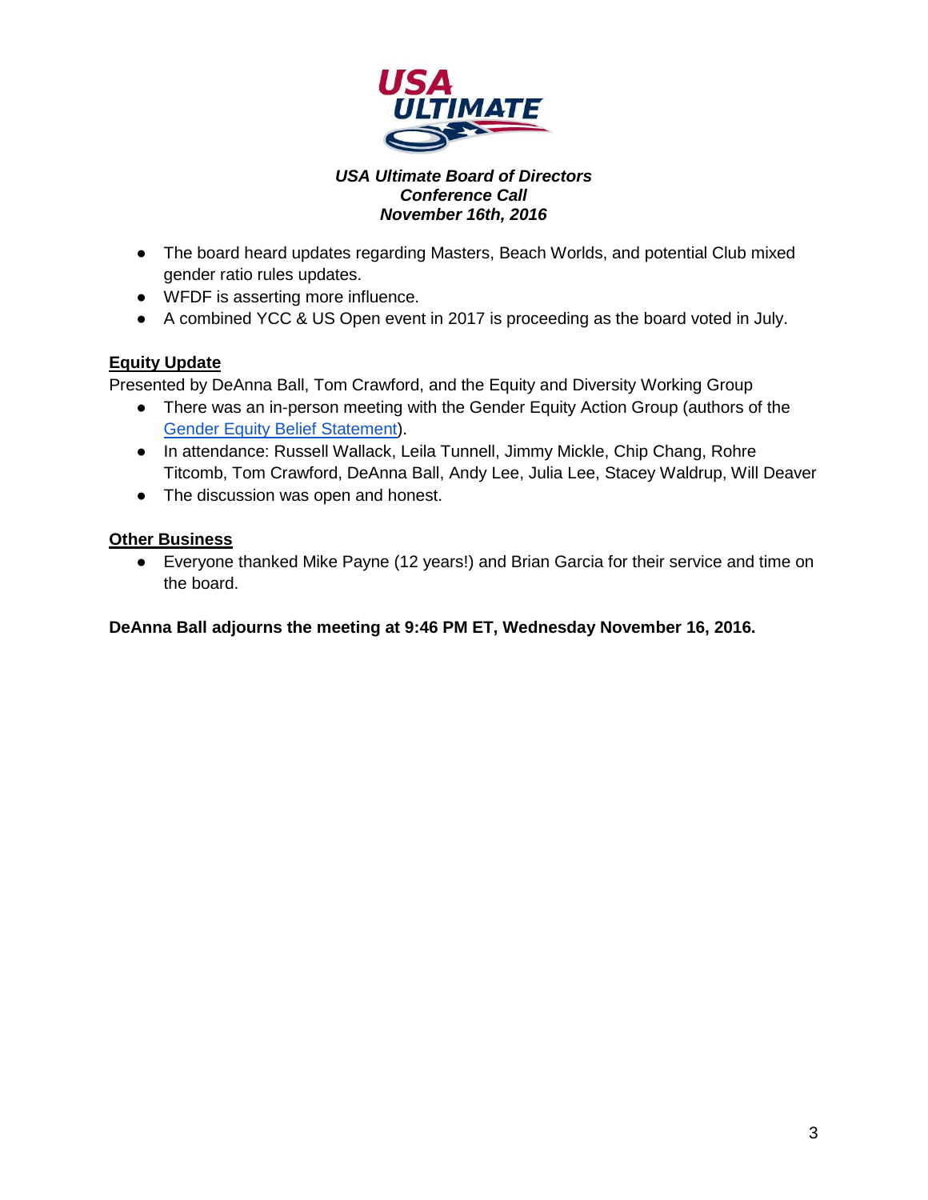*USA Ultimate Board of Directors*
*Conference Call*
*November 16th, 2016*

- The board heard updates regarding Masters, Beach Worlds, and potential Club mixed gender ratio rules updates.
- WFDF is asserting more influence.
- A combined YCC & US Open event in 2017 is proceeding as the board voted in July.

## Equity Update

Presented by DeAnna Ball, Tom Crawford, and the Equity and Diversity Working Group

- There was an in-person meeting with the Gender Equity Action Group (authors of the Gender Equity Belief Statement).
- In attendance: Russell Wallack, Leila Tunnell, Jimmy Mickle, Chip Chang, Rohre Titcomb, Tom Crawford, DeAnna Ball, Andy Lee, Julia Lee, Stacey Waldrup, Will Deaver
- The discussion was open and honest.

## Other Business

- Everyone thanked Mike Payne (12 years!) and Brian Garcia for their service and time on the board.

**DeAnna Ball adjourns the meeting at 9:46 PM ET, Wednesday November 16, 2016.**